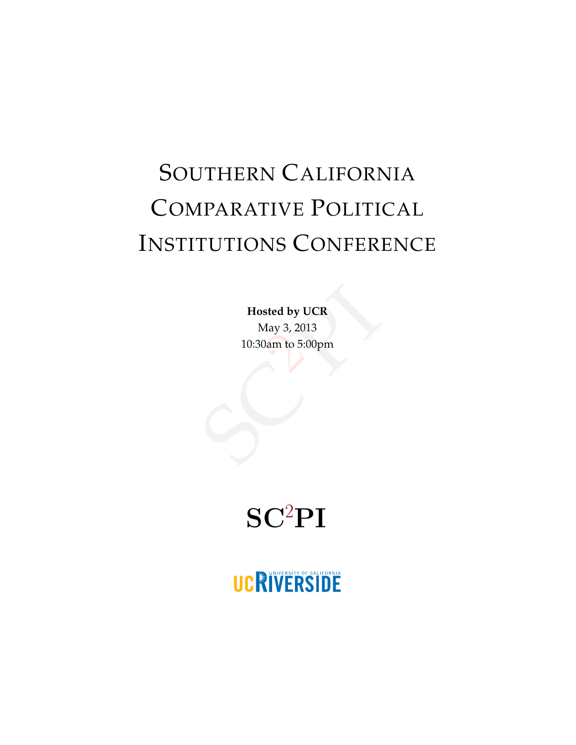# Southern California Comparative Political Institutions Conference

**Hosted by UCR**

May 3, 2013

10:30am to 5:00pm

## SC$^2$PI

UC RIVERSIDE

UNIVERSITY OF CALIFORNIA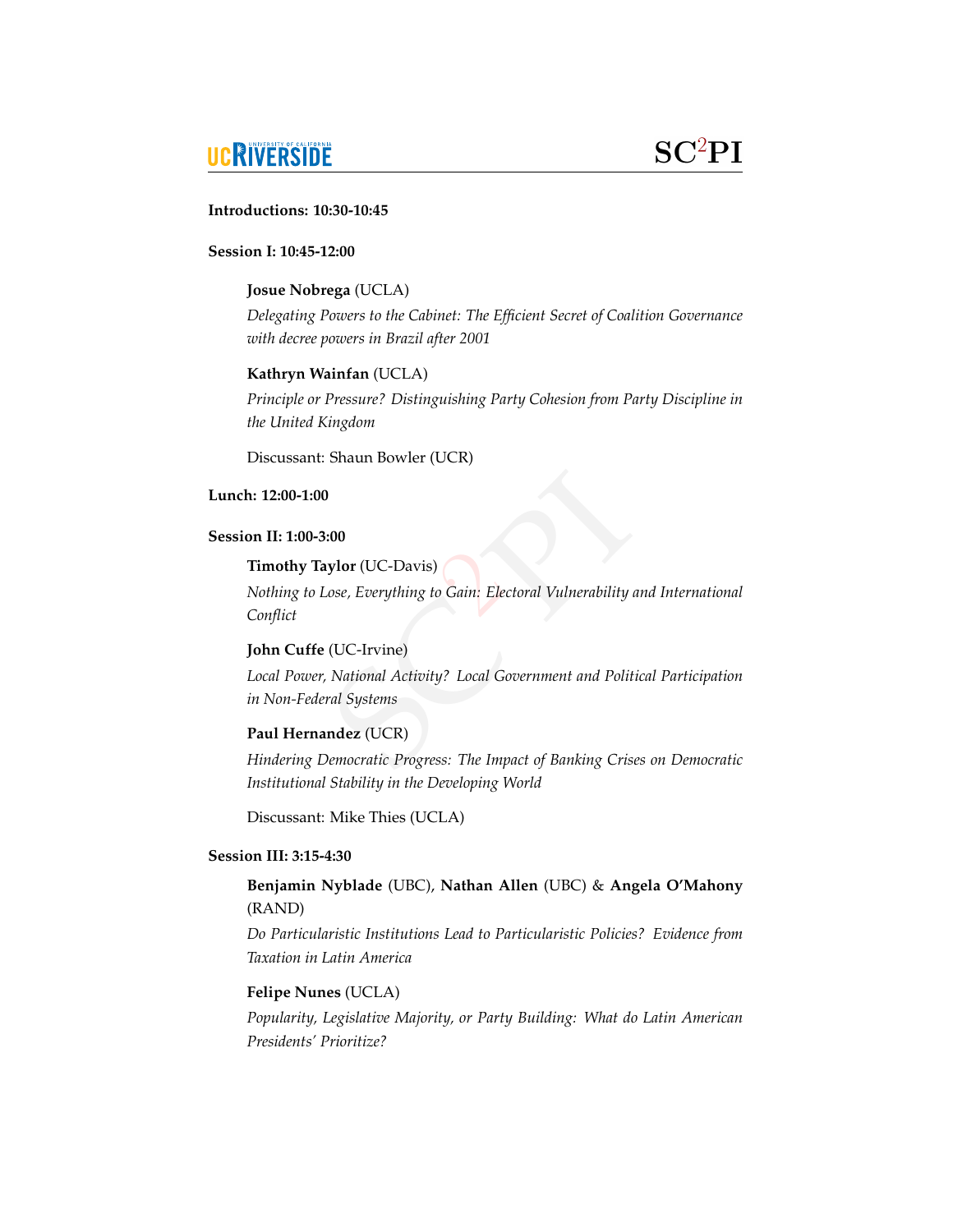**Introductions: 10:30-10:45**

**Session I: 10:45-12:00**

**Josue Nobrega** (UCLA)
*Delegating Powers to the Cabinet: The Efficient Secret of Coalition Governance with decree powers in Brazil after 2001*

**Kathryn Wainfan** (UCLA)
*Principle or Pressure? Distinguishing Party Cohesion from Party Discipline in the United Kingdom*

Discussant: Shaun Bowler (UCR)

**Lunch: 12:00-1:00**

**Session II: 1:00-3:00**

**Timothy Taylor** (UC-Davis)
*Nothing to Lose, Everything to Gain: Electoral Vulnerability and International Conflict*

**John Cuffe** (UC-Irvine)
*Local Power, National Activity? Local Government and Political Participation in Non-Federal Systems*

**Paul Hernandez** (UCR)
*Hindering Democratic Progress: The Impact of Banking Crises on Democratic Institutional Stability in the Developing World*

Discussant: Mike Thies (UCLA)

**Session III: 3:15-4:30**

**Benjamin Nyblade** (UBC), **Nathan Allen** (UBC) & **Angela O'Mahony** (RAND)
*Do Particularistic Institutions Lead to Particularistic Policies? Evidence from Taxation in Latin America*

**Felipe Nunes** (UCLA)
*Popularity, Legislative Majority, or Party Building: What do Latin American Presidents' Prioritize?*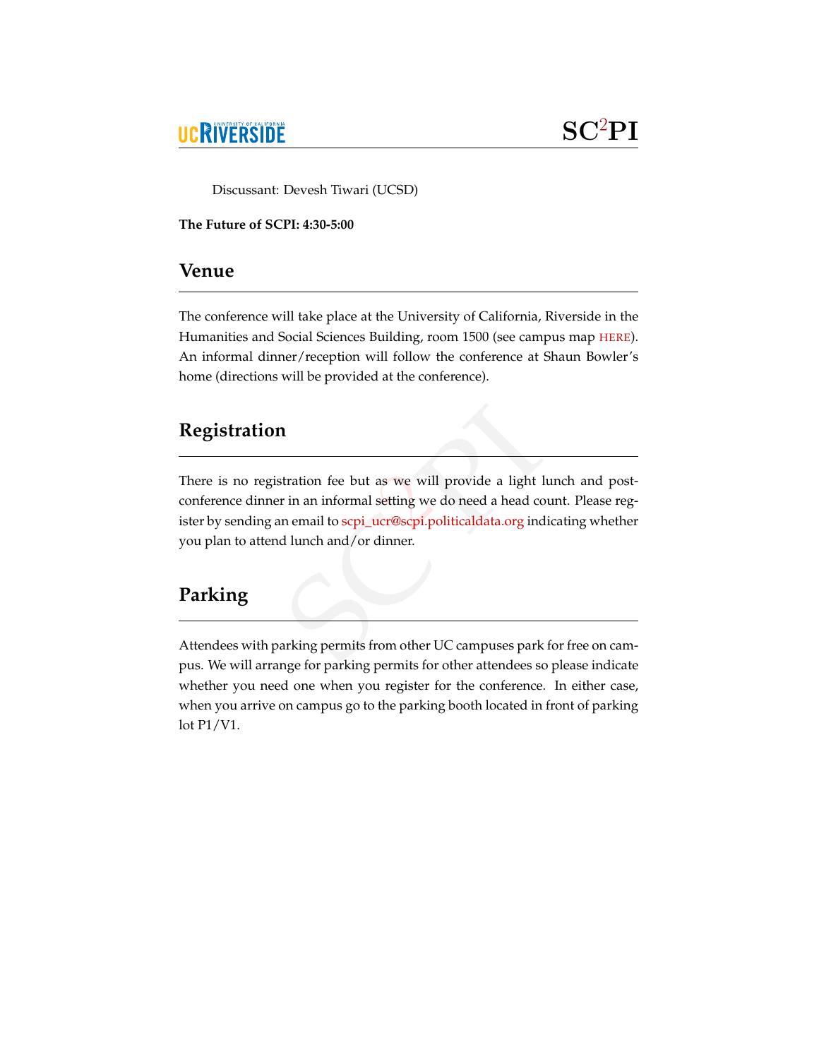Discussant: Devesh Tiwari (UCSD)

**The Future of SCPI: 4:30-5:00**

## Venue

The conference will take place at the University of California, Riverside in the Humanities and Social Sciences Building, room 1500 (see campus map HERE). An informal dinner/reception will follow the conference at Shaun Bowler's home (directions will be provided at the conference).

## Registration

There is no registration fee but as we will provide a light lunch and post-conference dinner in an informal setting we do need a head count. Please register by sending an email to scpi_ucr@scpi.politicaldata.org indicating whether you plan to attend lunch and/or dinner.

## Parking

Attendees with parking permits from other UC campuses park for free on campus. We will arrange for parking permits for other attendees so please indicate whether you need one when you register for the conference. In either case, when you arrive on campus go to the parking booth located in front of parking lot P1/V1.